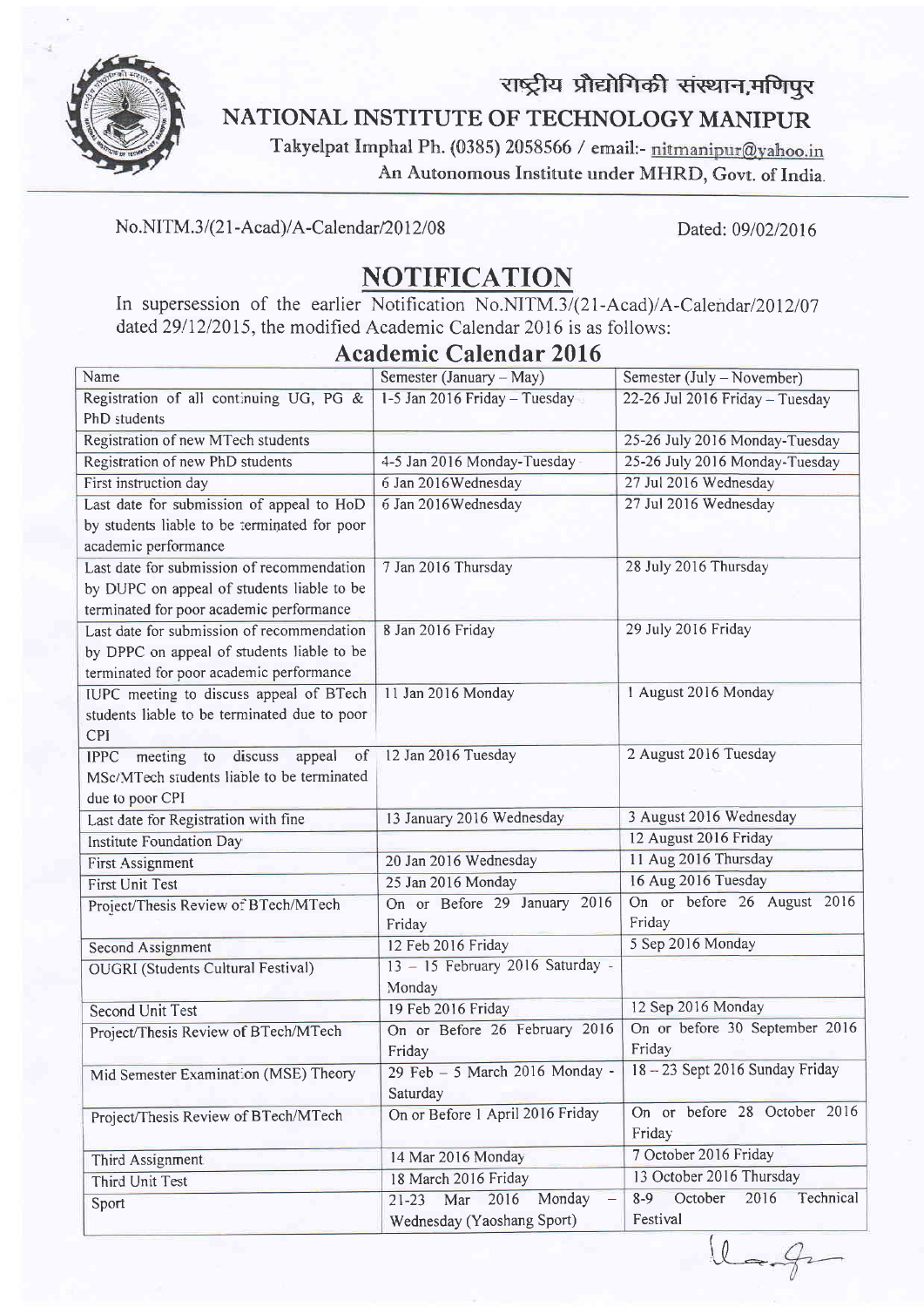राष्ट्रीय प्रौद्योगिकी संस्थान,मणिपुर

# NATIONAL INSTITUTE OF TECHNOLOGY MANIPUR

Takyelpat Imphal Ph. (0385) 2058566 / email:- nitmanipur@yahoo.in

An Autonomous Institute under MHRD, Govt. of India.

No.NITM.3/(21-Acad)/A-Calendar/2012/08 Dated: 09/02/2016

## NOTIFICATION

In supersession of the earlier Notification No.NITM.3/(21-Acad)/A-Calendar/2012/07 dated 29/12/2015, the modified Academic Calendar 2016 is as follows:

## Academic Calendar 2016

| Name | Semester (January – May) | Semester (July – November) |
|---|---|---|
| Registration of all continuing UG, PG & PhD students | 1-5 Jan 2016 Friday – Tuesday | 22-26 Jul 2016 Friday – Tuesday |
| Registration of new MTech students | | 25-26 July 2016 Monday-Tuesday |
| Registration of new PhD students | 4-5 Jan 2016 Monday-Tuesday | 25-26 July 2016 Monday-Tuesday |
| First instruction day | 6 Jan 2016Wednesday | 27 Jul 2016 Wednesday |
| Last date for submission of appeal to HoD by students liable to be terminated for poor academic performance | 6 Jan 2016Wednesday | 27 Jul 2016 Wednesday |
| Last date for submission of recommendation by DUPC on appeal of students liable to be terminated for poor academic performance | 7 Jan 2016 Thursday | 28 July 2016 Thursday |
| Last date for submission of recommendation by DPPC on appeal of students liable to be terminated for poor academic performance | 8 Jan 2016 Friday | 29 July 2016 Friday |
| IUPC meeting to discuss appeal of BTech students liable to be terminated due to poor CPI | 11 Jan 2016 Monday | 1 August 2016 Monday |
| IPPC meeting to discuss appeal of MSc/MTech students liable to be terminated due to poor CPI | 12 Jan 2016 Tuesday | 2 August 2016 Tuesday |
| Last date for Registration with fine | 13 January 2016 Wednesday | 3 August 2016 Wednesday |
| Institute Foundation Day | | 12 August 2016 Friday |
| First Assignment | 20 Jan 2016 Wednesday | 11 Aug 2016 Thursday |
| First Unit Test | 25 Jan 2016 Monday | 16 Aug 2016 Tuesday |
| Project/Thesis Review of BTech/MTech | On or Before 29 January 2016 Friday | On or before 26 August 2016 Friday |
| Second Assignment | 12 Feb 2016 Friday | 5 Sep 2016 Monday |
| OUGRI (Students Cultural Festival) | 13 – 15 February 2016 Saturday - Monday | |
| Second Unit Test | 19 Feb 2016 Friday | 12 Sep 2016 Monday |
| Project/Thesis Review of BTech/MTech | On or Before 26 February 2016 Friday | On or before 30 September 2016 Friday |
| Mid Semester Examination (MSE) Theory | 29 Feb – 5 March 2016 Monday - Saturday | 18 – 23 Sept 2016 Sunday Friday |
| Project/Thesis Review of BTech/MTech | On or Before 1 April 2016 Friday | On or before 28 October 2016 Friday |
| Third Assignment | 14 Mar 2016 Monday | 7 October 2016 Friday |
| Third Unit Test | 18 March 2016 Friday | 13 October 2016 Thursday |
| Sport | 21-23 Mar 2016 Monday – Wednesday (Yaoshang Sport) | 8-9 October 2016 Technical Festival |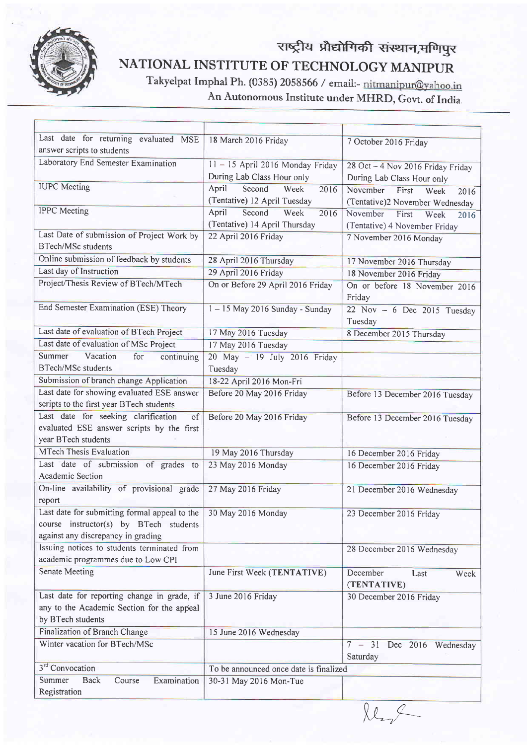# राष्ट्रीय प्रौद्योगिकी संस्थान,मणिपुर

## NATIONAL INSTITUTE OF TECHNOLOGY MANIPUR

Takyelpat Imphal Ph. (0385) 2058566 / email:- nitmanipur@yahoo.in

An Autonomous Institute under MHRD, Govt. of India.

| | | |
|---|---|---|
| Last date for returning evaluated MSE answer scripts to students | 18 March 2016 Friday | 7 October 2016 Friday |
| Laboratory End Semester Examination | 11 – 15 April 2016 Monday Friday During Lab Class Hour only | 28 Oct – 4 Nov 2016 Friday Friday During Lab Class Hour only |
| IUPC Meeting | April Second Week 2016 (Tentative) 12 April Tuesday | November First Week 2016 (Tentative)2 November Wednesday |
| IPPC Meeting | April Second Week 2016 (Tentative) 14 April Thursday | November First Week 2016 (Tentative) 4 November Friday |
| Last Date of submission of Project Work by BTech/MSc students | 22 April 2016 Friday | 7 November 2016 Monday |
| Online submission of feedback by students | 28 April 2016 Thursday | 17 November 2016 Thursday |
| Last day of Instruction | 29 April 2016 Friday | 18 November 2016 Friday |
| Project/Thesis Review of BTech/MTech | On or Before 29 April 2016 Friday | On or before 18 November 2016 Friday |
| End Semester Examination (ESE) Theory | 1 – 15 May 2016 Sunday - Sunday | 22 Nov – 6 Dec 2015 Tuesday Tuesday |
| Last date of evaluation of BTech Project | 17 May 2016 Tuesday | 8 December 2015 Thursday |
| Last date of evaluation of MSc Project | 17 May 2016 Tuesday | |
| Summer Vacation for continuing BTech/MSc students | 20 May – 19 July 2016 Friday Tuesday | |
| Submission of branch change Application | 18-22 April 2016 Mon-Fri | |
| Last date for showing evaluated ESE answer scripts to the first year BTech students | Before 20 May 2016 Friday | Before 13 December 2016 Tuesday |
| Last date for seeking clarification of evaluated ESE answer scripts by the first year BTech students | Before 20 May 2016 Friday | Before 13 December 2016 Tuesday |
| MTech Thesis Evaluation | 19 May 2016 Thursday | 16 December 2016 Friday |
| Last date of submission of grades to Academic Section | 23 May 2016 Monday | 16 December 2016 Friday |
| On-line availability of provisional grade report | 27 May 2016 Friday | 21 December 2016 Wednesday |
| Last date for submitting formal appeal to the course instructor(s) by BTech students against any discrepancy in grading | 30 May 2016 Monday | 23 December 2016 Friday |
| Issuing notices to students terminated from academic programmes due to Low CPI | | 28 December 2016 Wednesday |
| Senate Meeting | June First Week (**TENTATIVE**) | December Last Week (**TENTATIVE**) |
| Last date for reporting change in grade, if any to the Academic Section for the appeal by BTech students | 3 June 2016 Friday | 30 December 2016 Friday |
| Finalization of Branch Change | 15 June 2016 Wednesday | |
| Winter vacation for BTech/MSc | | 7 – 31 Dec 2016 Wednesday Saturday |
| 3rd Convocation | To be announced once date is finalized | |
| Summer Back Course Examination Registration | 30-31 May 2016 Mon-Tue | |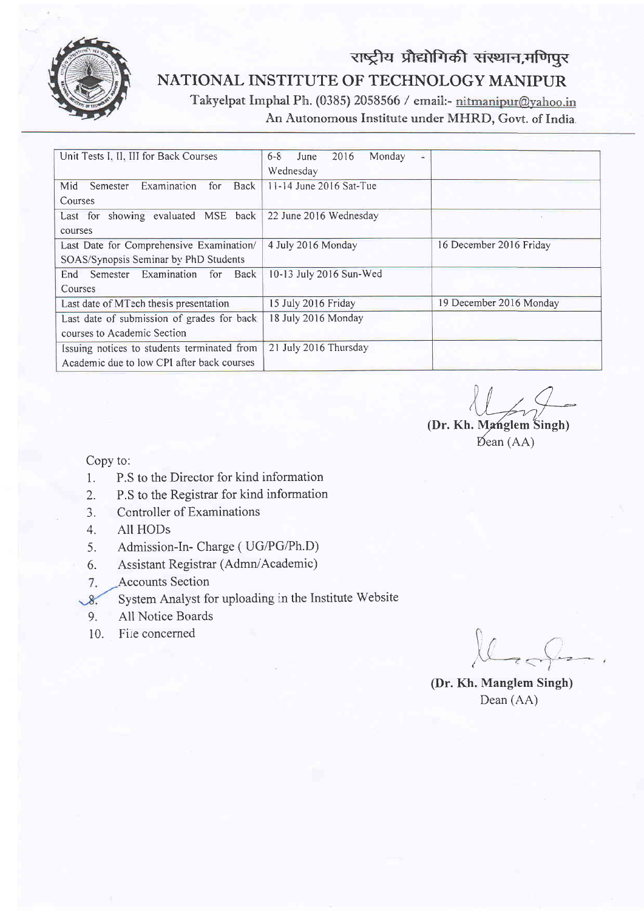# राष्ट्रीय प्रौद्योगिकी संस्थान,मणिपुर

## NATIONAL INSTITUTE OF TECHNOLOGY MANIPUR

Takyelpat Imphal Ph. (0385) 2058566 / email:- nitmanipur@yahoo.in

An Autonomous Institute under MHRD, Govt. of India.

| | | |
|---|---|---|
| Unit Tests I, II, III for Back Courses | 6-8 June 2016 Monday - Wednesday | |
| Mid Semester Examination for Back Courses | 11-14 June 2016 Sat-Tue | |
| Last for showing evaluated MSE back courses | 22 June 2016 Wednesday | |
| Last Date for Comprehensive Examination/ SOAS/Synopsis Seminar by PhD Students | 4 July 2016 Monday | 16 December 2016 Friday |
| End Semester Examination for Back Courses | 10-13 July 2016 Sun-Wed | |
| Last date of MTech thesis presentation | 15 July 2016 Friday | 19 December 2016 Monday |
| Last date of submission of grades for back courses to Academic Section | 18 July 2016 Monday | |
| Issuing notices to students terminated from Academic due to low CPI after back courses | 21 July 2016 Thursday | |

**(Dr. Kh. Manglem Singh)**
Dean (AA)

Copy to:

1. P.S to the Director for kind information
2. P.S to the Registrar for kind information
3. Controller of Examinations
4. All HODs
5. Admission-In- Charge ( UG/PG/Ph.D)
6. Assistant Registrar (Admn/Academic)
7. Accounts Section
8. System Analyst for uploading in the Institute Website
9. All Notice Boards
10. File concerned

**(Dr. Kh. Manglem Singh)**
Dean (AA)